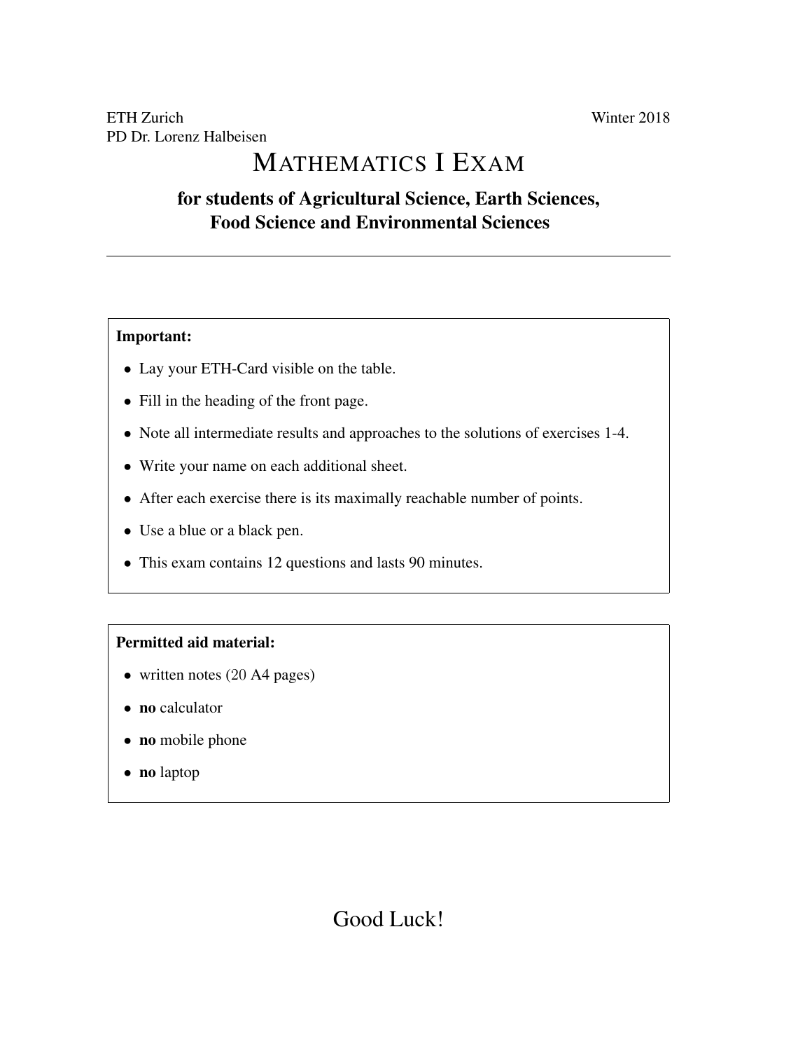ETH Zurich  
PD Dr. Lorenz Halbeisen

Winter 2018

# MATHEMATICS I EXAM

## for students of Agricultural Science, Earth Sciences, Food Science and Environmental Sciences

---

**Important:**

- Lay your ETH-Card visible on the table.
- Fill in the heading of the front page.
- Note all intermediate results and approaches to the solutions of exercises 1-4.
- Write your name on each additional sheet.
- After each exercise there is its maximally reachable number of points.
- Use a blue or a black pen.
- This exam contains 12 questions and lasts 90 minutes.

**Permitted aid material:**

- written notes (20 A4 pages)
- **no** calculator
- **no** mobile phone
- **no** laptop

Good Luck!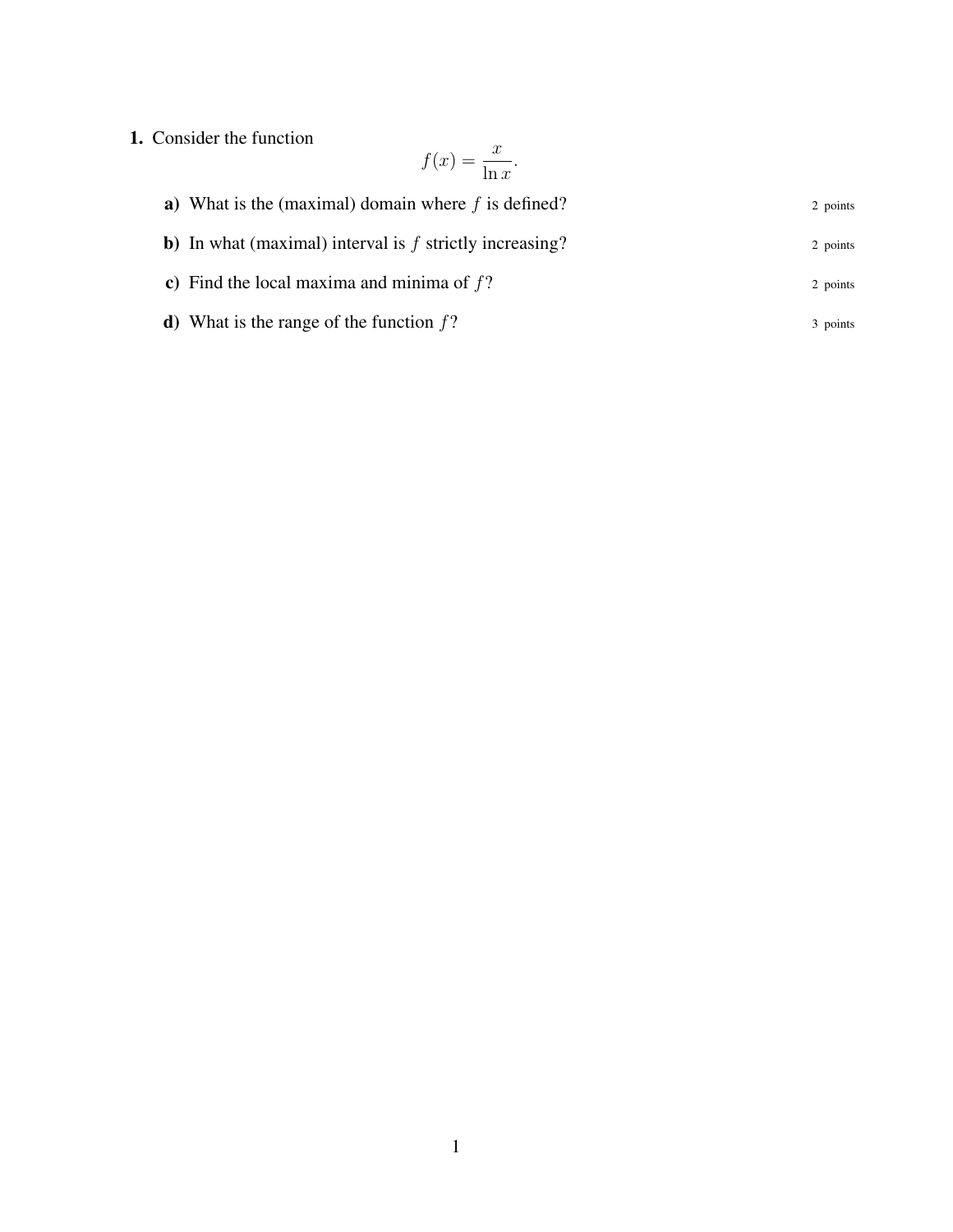**1.** Consider the function

$$f(x) = \frac{x}{\ln x}.$$

**a)** What is the (maximal) domain where $f$ is defined? 2 points

**b)** In what (maximal) interval is $f$ strictly increasing? 2 points

**c)** Find the local maxima and minima of $f$? 2 points

**d)** What is the range of the function $f$? 3 points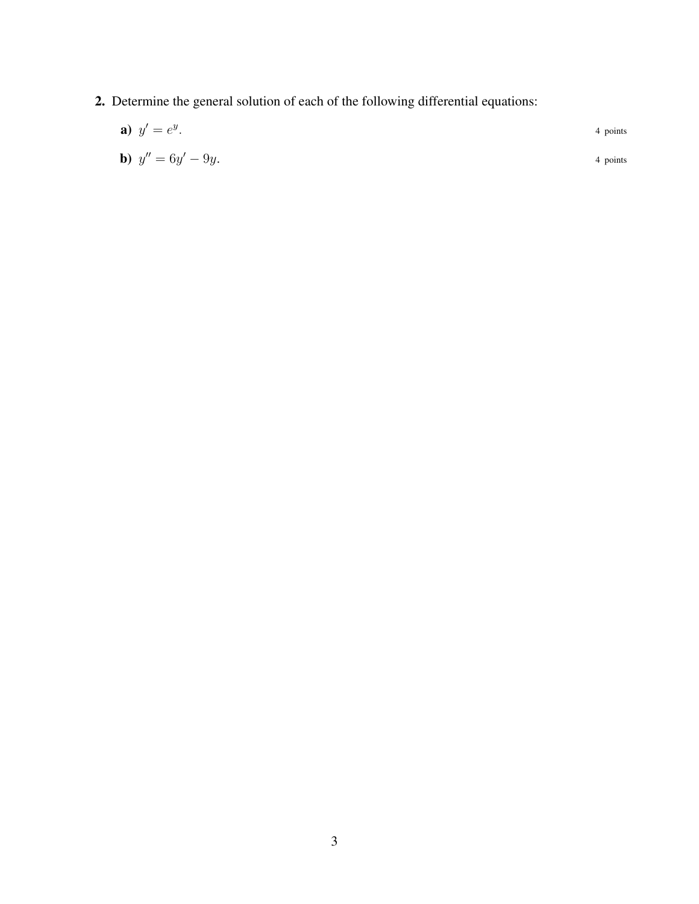**2.** Determine the general solution of each of the following differential equations:

**a)** $y' = e^y$. 4 points

**b)** $y'' = 6y' - 9y$. 4 points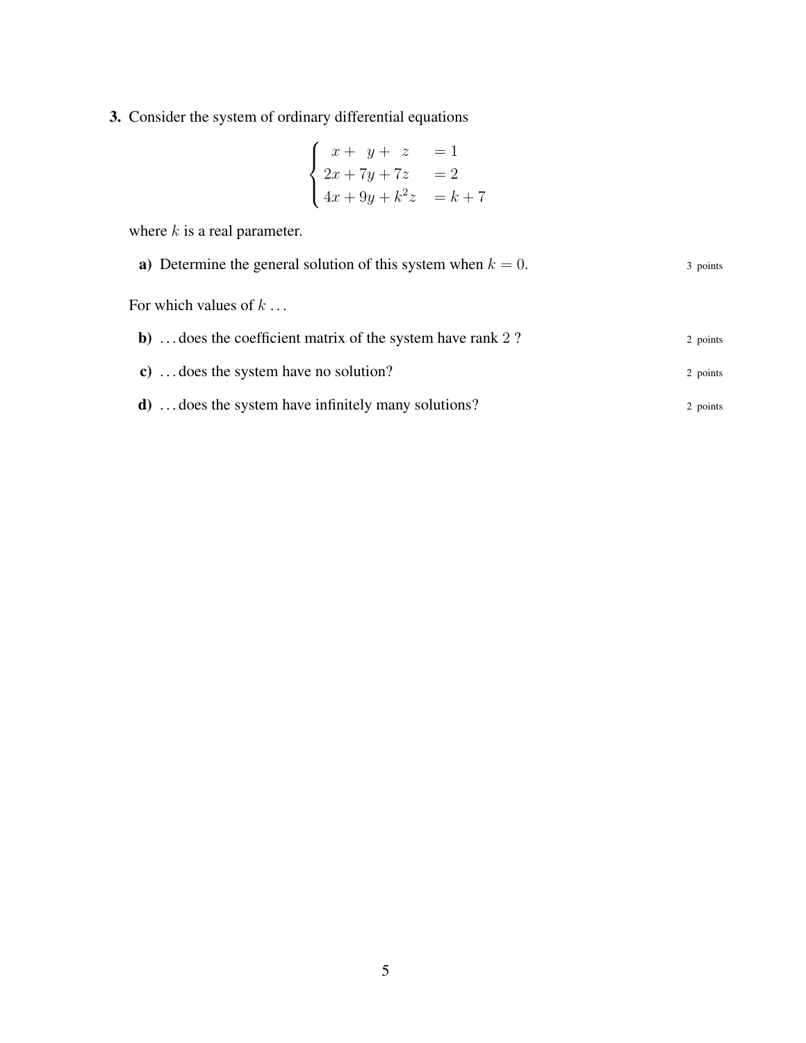**3.** Consider the system of ordinary differential equations

$$
\begin{cases}
x + \ \ y + \ \ z &= 1 \\
2x + 7y + 7z &= 2 \\
4x + 9y + k^2 z &= k + 7
\end{cases}
$$

where $k$ is a real parameter.

**a)** Determine the general solution of this system when $k = 0$. 3 points

For which values of $k$ ...

**b)** ... does the coefficient matrix of the system have rank 2 ? 2 points

**c)** ... does the system have no solution? 2 points

**d)** ... does the system have infinitely many solutions? 2 points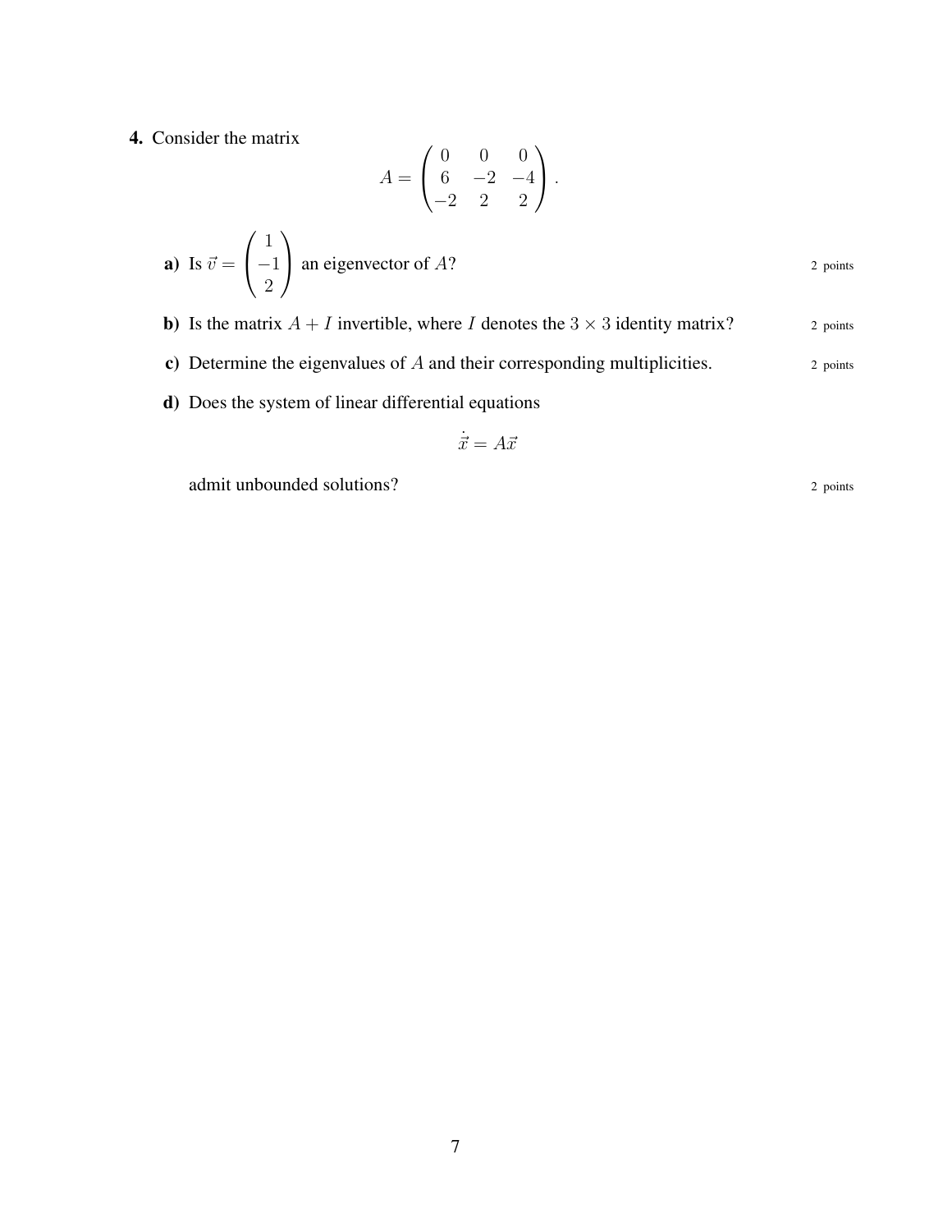**4.** Consider the matrix

$$A = \begin{pmatrix} 0 & 0 & 0 \\ 6 & -2 & -4 \\ -2 & 2 & 2 \end{pmatrix}.$$

**a)** Is $\vec{v} = \begin{pmatrix} 1 \\ -1 \\ 2 \end{pmatrix}$ an eigenvector of $A$? 2 points

**b)** Is the matrix $A + I$ invertible, where $I$ denotes the $3 \times 3$ identity matrix? 2 points

**c)** Determine the eigenvalues of $A$ and their corresponding multiplicities. 2 points

**d)** Does the system of linear differential equations

$$\dot{\vec{x}} = A\vec{x}$$

admit unbounded solutions? 2 points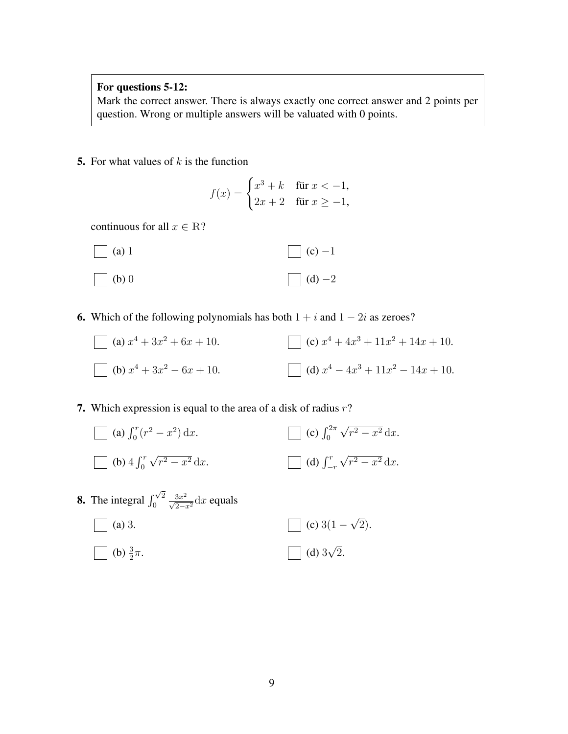> **For questions 5-12:**
> Mark the correct answer. There is always exactly one correct answer and 2 points per question. Wrong or multiple answers will be valuated with 0 points.

**5.** For what values of $k$ is the function

$$f(x) = \begin{cases} x^3 + k & \text{für } x < -1, \\ 2x + 2 & \text{für } x \geq -1, \end{cases}$$

continuous for all $x \in \mathbb{R}$?

- ☐ (a) $1$
- ☐ (b) $0$
- ☐ (c) $-1$
- ☐ (d) $-2$

**6.** Which of the following polynomials has both $1 + i$ and $1 - 2i$ as zeroes?

- ☐ (a) $x^4 + 3x^2 + 6x + 10$.
- ☐ (b) $x^4 + 3x^2 - 6x + 10$.
- ☐ (c) $x^4 + 4x^3 + 11x^2 + 14x + 10$.
- ☐ (d) $x^4 - 4x^3 + 11x^2 - 14x + 10$.

**7.** Which expression is equal to the area of a disk of radius $r$?

- ☐ (a) $\int_0^r (r^2 - x^2)\,\mathrm{d}x$.
- ☐ (b) $4\int_0^r \sqrt{r^2 - x^2}\,\mathrm{d}x$.
- ☐ (c) $\int_0^{2\pi} \sqrt{r^2 - x^2}\,\mathrm{d}x$.
- ☐ (d) $\int_{-r}^r \sqrt{r^2 - x^2}\,\mathrm{d}x$.

**8.** The integral $\int_0^{\sqrt{2}} \frac{3x^2}{\sqrt{2 - x^2}}\mathrm{d}x$ equals

- ☐ (a) $3$.
- ☐ (b) $\frac{3}{2}\pi$.
- ☐ (c) $3(1 - \sqrt{2})$.
- ☐ (d) $3\sqrt{2}$.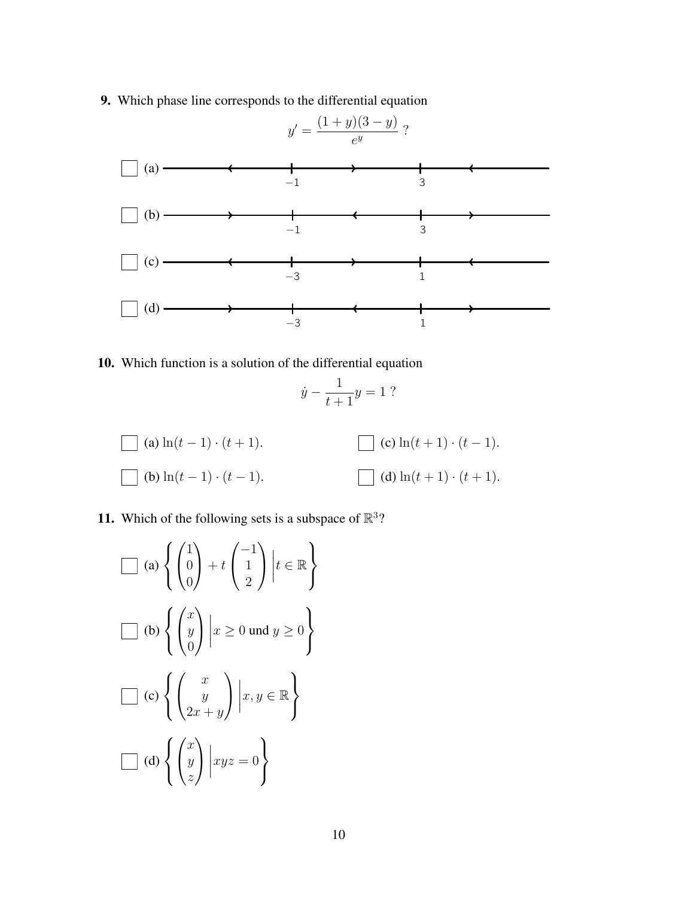**9.** Which phase line corresponds to the differential equation

$$y' = \frac{(1+y)(3-y)}{e^y} \ ?$$

☐ (a) Phase line with marks at $-1$ and $3$; arrows: left of $-1$ pointing left ($\leftarrow$), between $-1$ and $3$ pointing right ($\rightarrow$), right of $3$ pointing left ($\leftarrow$).

☐ (b) Phase line with marks at $-1$ and $3$; arrows: left of $-1$ pointing right ($\rightarrow$), between $-1$ and $3$ pointing left ($\leftarrow$), right of $3$ pointing right ($\rightarrow$).

☐ (c) Phase line with marks at $-3$ and $1$; arrows: left of $-3$ pointing left ($\leftarrow$), between $-3$ and $1$ pointing right ($\rightarrow$), right of $1$ pointing left ($\leftarrow$).

☐ (d) Phase line with marks at $-3$ and $1$; arrows: left of $-3$ pointing right ($\rightarrow$), between $-3$ and $1$ pointing left ($\leftarrow$), right of $1$ pointing right ($\rightarrow$).

**10.** Which function is a solution of the differential equation

$$\dot{y} - \frac{1}{t+1} y = 1 \ ?$$

☐ (a) $\ln(t-1) \cdot (t+1)$.

☐ (b) $\ln(t-1) \cdot (t-1)$.

☐ (c) $\ln(t+1) \cdot (t-1)$.

☐ (d) $\ln(t+1) \cdot (t+1)$.

**11.** Which of the following sets is a subspace of $\mathbb{R}^3$?

☐ (a) $\left\{ \begin{pmatrix} 1 \\ 0 \\ 0 \end{pmatrix} + t \begin{pmatrix} -1 \\ 1 \\ 2 \end{pmatrix} \middle| t \in \mathbb{R} \right\}$

☐ (b) $\left\{ \begin{pmatrix} x \\ y \\ 0 \end{pmatrix} \middle| x \geq 0 \text{ und } y \geq 0 \right\}$

☐ (c) $\left\{ \begin{pmatrix} x \\ y \\ 2x+y \end{pmatrix} \middle| x, y \in \mathbb{R} \right\}$

☐ (d) $\left\{ \begin{pmatrix} x \\ y \\ z \end{pmatrix} \middle| xyz = 0 \right\}$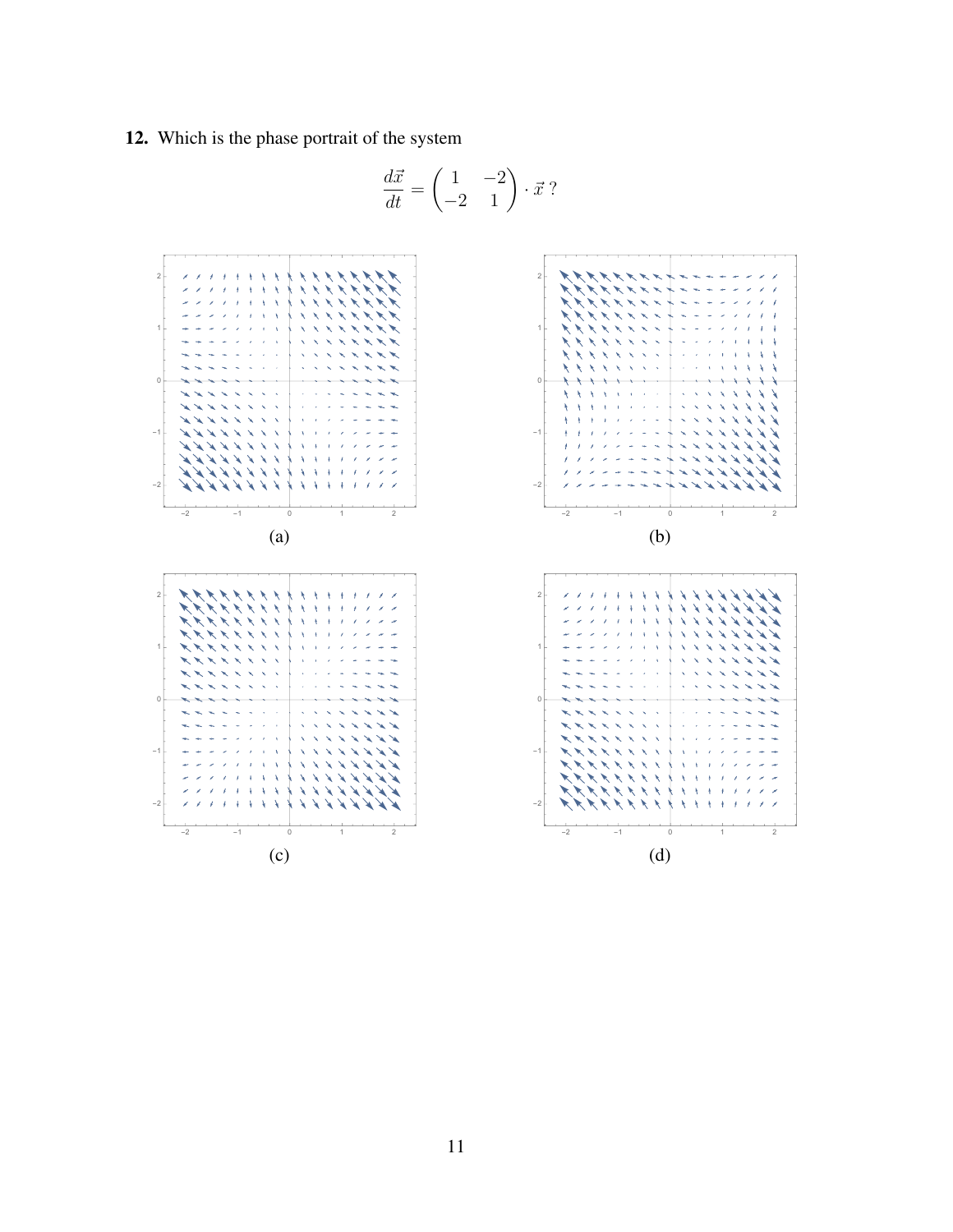**12.** Which is the phase portrait of the system

$$\frac{d\vec{x}}{dt} = \begin{pmatrix} 1 & -2 \\ -2 & 1 \end{pmatrix} \cdot \vec{x} \;?$$

(a)

(b)

(c)

(d)